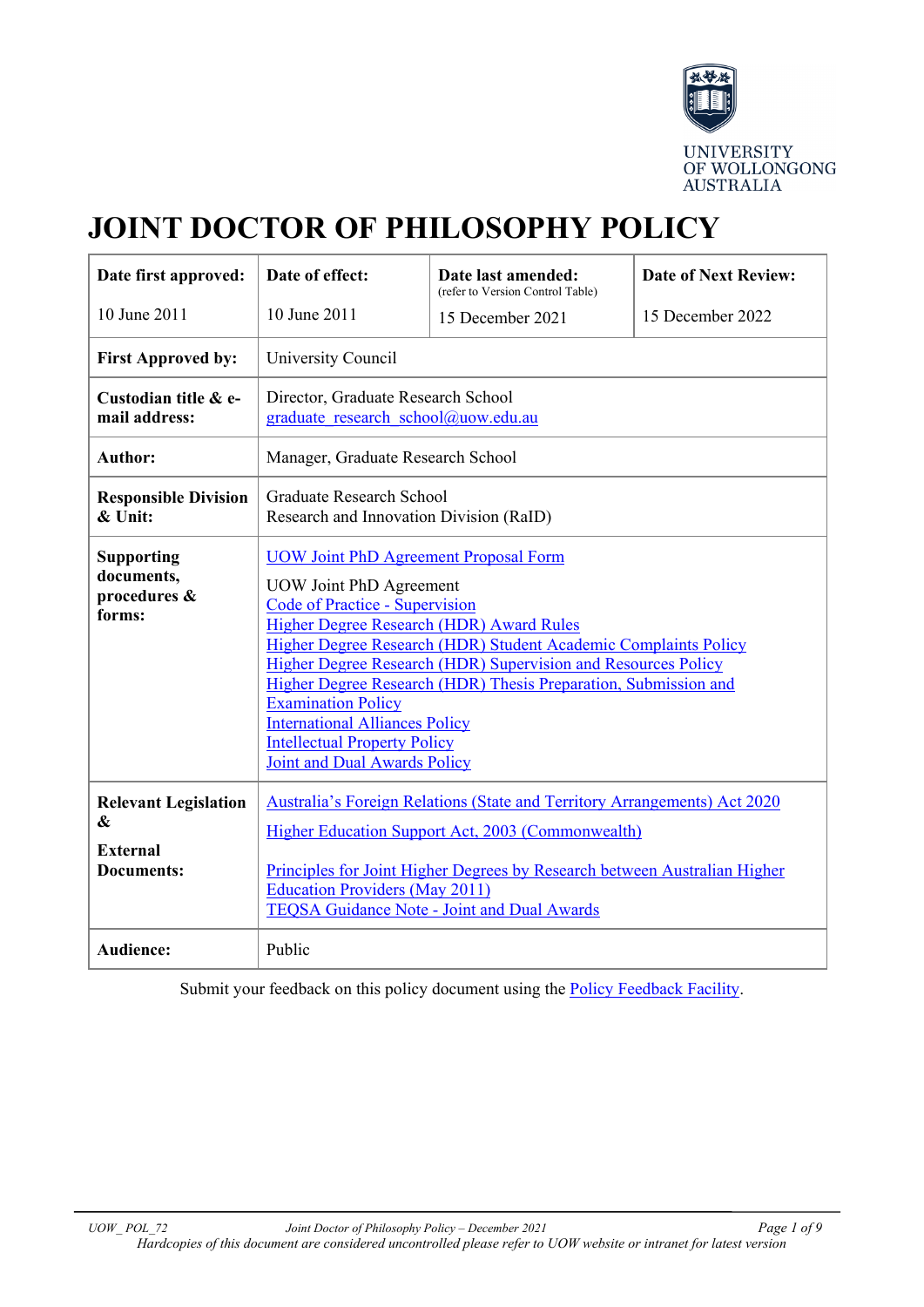# JOINT DOCTOR OF PHILOSOPHY POLICY

| **Date first approved:** | **Date of effect:** | **Date last amended:** (refer to Version Control Table) | **Date of Next Review:** |
|---|---|---|---|
| 10 June 2011 | 10 June 2011 | 15 December 2021 | 15 December 2022 |
| **First Approved by:** | University Council | | |
| **Custodian title & e-mail address:** | Director, Graduate Research School<br>graduate_research_school@uow.edu.au | | |
| **Author:** | Manager, Graduate Research School | | |
| **Responsible Division & Unit:** | Graduate Research School<br>Research and Innovation Division (RaID) | | |
| **Supporting documents, procedures & forms:** | UOW Joint PhD Agreement Proposal Form<br>UOW Joint PhD Agreement<br>Code of Practice - Supervision<br>Higher Degree Research (HDR) Award Rules<br>Higher Degree Research (HDR) Student Academic Complaints Policy<br>Higher Degree Research (HDR) Supervision and Resources Policy<br>Higher Degree Research (HDR) Thesis Preparation, Submission and Examination Policy<br>International Alliances Policy<br>Intellectual Property Policy<br>Joint and Dual Awards Policy | | |
| **Relevant Legislation & External Documents:** | Australia's Foreign Relations (State and Territory Arrangements) Act 2020<br>Higher Education Support Act, 2003 (Commonwealth)<br>Principles for Joint Higher Degrees by Research between Australian Higher Education Providers (May 2011)<br>TEQSA Guidance Note - Joint and Dual Awards | | |
| **Audience:** | Public | | |

Submit your feedback on this policy document using the Policy Feedback Facility.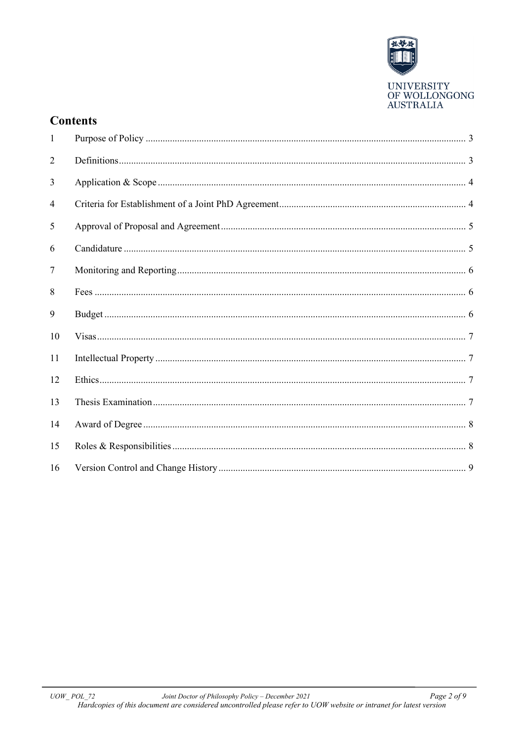## Contents

| | | |
|---|---|---|
| 1 | Purpose of Policy | 3 |
| 2 | Definitions | 3 |
| 3 | Application & Scope | 4 |
| 4 | Criteria for Establishment of a Joint PhD Agreement | 4 |
| 5 | Approval of Proposal and Agreement | 5 |
| 6 | Candidature | 5 |
| 7 | Monitoring and Reporting | 6 |
| 8 | Fees | 6 |
| 9 | Budget | 6 |
| 10 | Visas | 7 |
| 11 | Intellectual Property | 7 |
| 12 | Ethics | 7 |
| 13 | Thesis Examination | 7 |
| 14 | Award of Degree | 8 |
| 15 | Roles & Responsibilities | 8 |
| 16 | Version Control and Change History | 9 |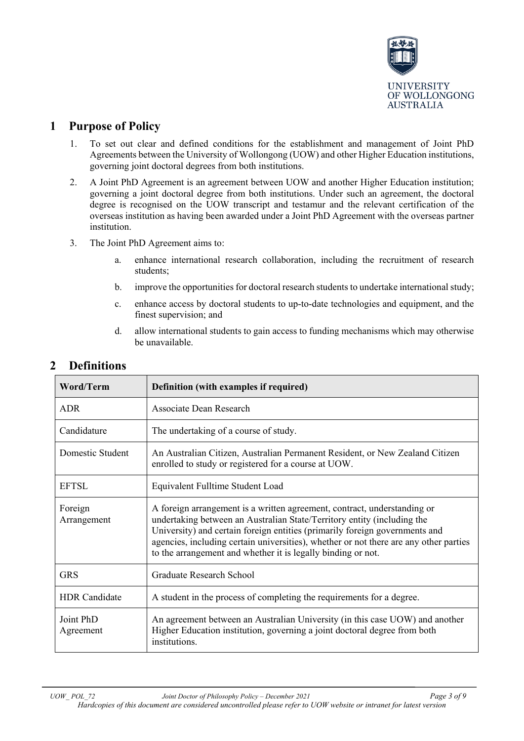## 1 Purpose of Policy

1. To set out clear and defined conditions for the establishment and management of Joint PhD Agreements between the University of Wollongong (UOW) and other Higher Education institutions, governing joint doctoral degrees from both institutions.
2. A Joint PhD Agreement is an agreement between UOW and another Higher Education institution; governing a joint doctoral degree from both institutions. Under such an agreement, the doctoral degree is recognised on the UOW transcript and testamur and the relevant certification of the overseas institution as having been awarded under a Joint PhD Agreement with the overseas partner institution.
3. The Joint PhD Agreement aims to:
    a. enhance international research collaboration, including the recruitment of research students;
    b. improve the opportunities for doctoral research students to undertake international study;
    c. enhance access by doctoral students to up-to-date technologies and equipment, and the finest supervision; and
    d. allow international students to gain access to funding mechanisms which may otherwise be unavailable.

## 2 Definitions

| Word/Term | Definition (with examples if required) |
|---|---|
| ADR | Associate Dean Research |
| Candidature | The undertaking of a course of study. |
| Domestic Student | An Australian Citizen, Australian Permanent Resident, or New Zealand Citizen enrolled to study or registered for a course at UOW. |
| EFTSL | Equivalent Fulltime Student Load |
| Foreign Arrangement | A foreign arrangement is a written agreement, contract, understanding or undertaking between an Australian State/Territory entity (including the University) and certain foreign entities (primarily foreign governments and agencies, including certain universities), whether or not there are any other parties to the arrangement and whether it is legally binding or not. |
| GRS | Graduate Research School |
| HDR Candidate | A student in the process of completing the requirements for a degree. |
| Joint PhD Agreement | An agreement between an Australian University (in this case UOW) and another Higher Education institution, governing a joint doctoral degree from both institutions. |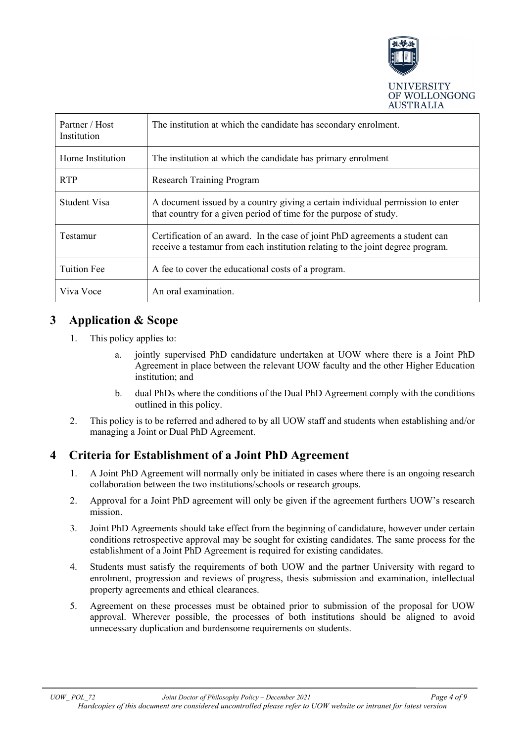| Partner / Host Institution | The institution at which the candidate has secondary enrolment. |
|---|---|
| Home Institution | The institution at which the candidate has primary enrolment |
| RTP | Research Training Program |
| Student Visa | A document issued by a country giving a certain individual permission to enter that country for a given period of time for the purpose of study. |
| Testamur | Certification of an award. In the case of joint PhD agreements a student can receive a testamur from each institution relating to the joint degree program. |
| Tuition Fee | A fee to cover the educational costs of a program. |
| Viva Voce | An oral examination. |

## 3 Application & Scope

1. This policy applies to:
   a. jointly supervised PhD candidature undertaken at UOW where there is a Joint PhD Agreement in place between the relevant UOW faculty and the other Higher Education institution; and
   b. dual PhDs where the conditions of the Dual PhD Agreement comply with the conditions outlined in this policy.
2. This policy is to be referred and adhered to by all UOW staff and students when establishing and/or managing a Joint or Dual PhD Agreement.

## 4 Criteria for Establishment of a Joint PhD Agreement

1. A Joint PhD Agreement will normally only be initiated in cases where there is an ongoing research collaboration between the two institutions/schools or research groups.
2. Approval for a Joint PhD agreement will only be given if the agreement furthers UOW's research mission.
3. Joint PhD Agreements should take effect from the beginning of candidature, however under certain conditions retrospective approval may be sought for existing candidates. The same process for the establishment of a Joint PhD Agreement is required for existing candidates.
4. Students must satisfy the requirements of both UOW and the partner University with regard to enrolment, progression and reviews of progress, thesis submission and examination, intellectual property agreements and ethical clearances.
5. Agreement on these processes must be obtained prior to submission of the proposal for UOW approval. Wherever possible, the processes of both institutions should be aligned to avoid unnecessary duplication and burdensome requirements on students.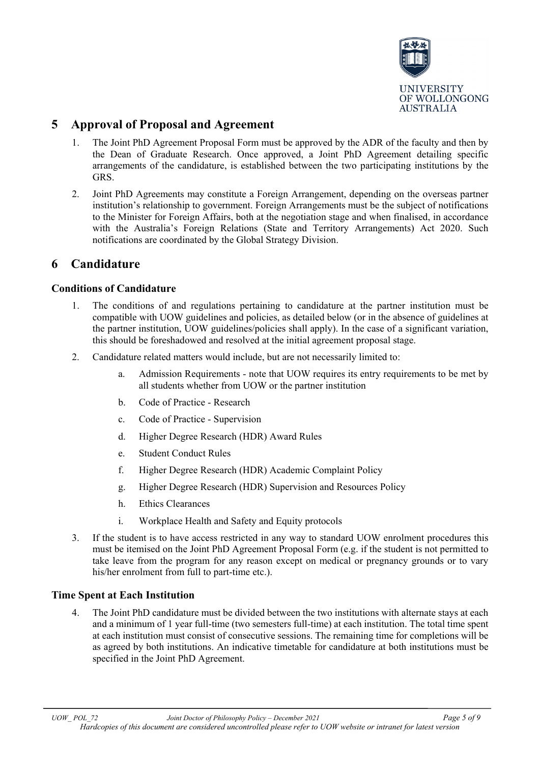## 5 Approval of Proposal and Agreement

1. The Joint PhD Agreement Proposal Form must be approved by the ADR of the faculty and then by the Dean of Graduate Research. Once approved, a Joint PhD Agreement detailing specific arrangements of the candidature, is established between the two participating institutions by the GRS.
2. Joint PhD Agreements may constitute a Foreign Arrangement, depending on the overseas partner institution's relationship to government. Foreign Arrangements must be the subject of notifications to the Minister for Foreign Affairs, both at the negotiation stage and when finalised, in accordance with the Australia's Foreign Relations (State and Territory Arrangements) Act 2020. Such notifications are coordinated by the Global Strategy Division.

## 6 Candidature

### Conditions of Candidature

1. The conditions of and regulations pertaining to candidature at the partner institution must be compatible with UOW guidelines and policies, as detailed below (or in the absence of guidelines at the partner institution, UOW guidelines/policies shall apply). In the case of a significant variation, this should be foreshadowed and resolved at the initial agreement proposal stage.
2. Candidature related matters would include, but are not necessarily limited to:
    a. Admission Requirements - note that UOW requires its entry requirements to be met by all students whether from UOW or the partner institution
    b. Code of Practice - Research
    c. Code of Practice - Supervision
    d. Higher Degree Research (HDR) Award Rules
    e. Student Conduct Rules
    f. Higher Degree Research (HDR) Academic Complaint Policy
    g. Higher Degree Research (HDR) Supervision and Resources Policy
    h. Ethics Clearances
    i. Workplace Health and Safety and Equity protocols
3. If the student is to have access restricted in any way to standard UOW enrolment procedures this must be itemised on the Joint PhD Agreement Proposal Form (e.g. if the student is not permitted to take leave from the program for any reason except on medical or pregnancy grounds or to vary his/her enrolment from full to part-time etc.).

### Time Spent at Each Institution

4. The Joint PhD candidature must be divided between the two institutions with alternate stays at each and a minimum of 1 year full-time (two semesters full-time) at each institution. The total time spent at each institution must consist of consecutive sessions. The remaining time for completions will be as agreed by both institutions. An indicative timetable for candidature at both institutions must be specified in the Joint PhD Agreement.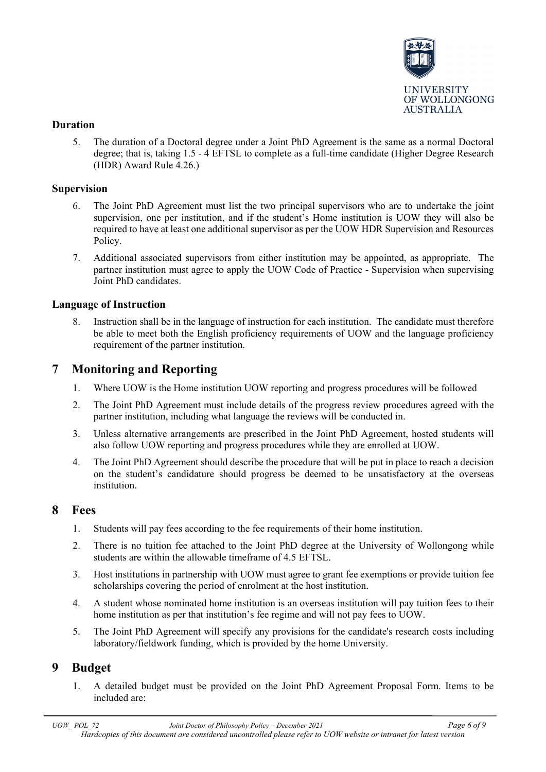### Duration

5. The duration of a Doctoral degree under a Joint PhD Agreement is the same as a normal Doctoral degree; that is, taking 1.5 - 4 EFTSL to complete as a full-time candidate (Higher Degree Research (HDR) Award Rule 4.26.)

### Supervision

6. The Joint PhD Agreement must list the two principal supervisors who are to undertake the joint supervision, one per institution, and if the student's Home institution is UOW they will also be required to have at least one additional supervisor as per the UOW HDR Supervision and Resources Policy.
7. Additional associated supervisors from either institution may be appointed, as appropriate. The partner institution must agree to apply the UOW Code of Practice - Supervision when supervising Joint PhD candidates.

### Language of Instruction

8. Instruction shall be in the language of instruction for each institution. The candidate must therefore be able to meet both the English proficiency requirements of UOW and the language proficiency requirement of the partner institution.

## 7 Monitoring and Reporting

1. Where UOW is the Home institution UOW reporting and progress procedures will be followed
2. The Joint PhD Agreement must include details of the progress review procedures agreed with the partner institution, including what language the reviews will be conducted in.
3. Unless alternative arrangements are prescribed in the Joint PhD Agreement, hosted students will also follow UOW reporting and progress procedures while they are enrolled at UOW.
4. The Joint PhD Agreement should describe the procedure that will be put in place to reach a decision on the student's candidature should progress be deemed to be unsatisfactory at the overseas institution.

## 8 Fees

1. Students will pay fees according to the fee requirements of their home institution.
2. There is no tuition fee attached to the Joint PhD degree at the University of Wollongong while students are within the allowable timeframe of 4.5 EFTSL.
3. Host institutions in partnership with UOW must agree to grant fee exemptions or provide tuition fee scholarships covering the period of enrolment at the host institution.
4. A student whose nominated home institution is an overseas institution will pay tuition fees to their home institution as per that institution's fee regime and will not pay fees to UOW.
5. The Joint PhD Agreement will specify any provisions for the candidate's research costs including laboratory/fieldwork funding, which is provided by the home University.

## 9 Budget

1. A detailed budget must be provided on the Joint PhD Agreement Proposal Form. Items to be included are: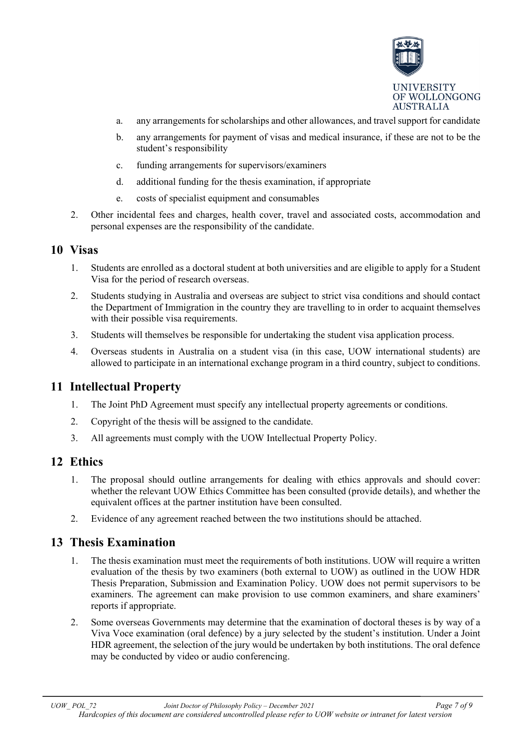a. any arrangements for scholarships and other allowances, and travel support for candidate
   b. any arrangements for payment of visas and medical insurance, if these are not to be the student's responsibility
   c. funding arrangements for supervisors/examiners
   d. additional funding for the thesis examination, if appropriate
   e. costs of specialist equipment and consumables

2. Other incidental fees and charges, health cover, travel and associated costs, accommodation and personal expenses are the responsibility of the candidate.

## 10 Visas

1. Students are enrolled as a doctoral student at both universities and are eligible to apply for a Student Visa for the period of research overseas.
2. Students studying in Australia and overseas are subject to strict visa conditions and should contact the Department of Immigration in the country they are travelling to in order to acquaint themselves with their possible visa requirements.
3. Students will themselves be responsible for undertaking the student visa application process.
4. Overseas students in Australia on a student visa (in this case, UOW international students) are allowed to participate in an international exchange program in a third country, subject to conditions.

## 11 Intellectual Property

1. The Joint PhD Agreement must specify any intellectual property agreements or conditions.
2. Copyright of the thesis will be assigned to the candidate.
3. All agreements must comply with the UOW Intellectual Property Policy.

## 12 Ethics

1. The proposal should outline arrangements for dealing with ethics approvals and should cover: whether the relevant UOW Ethics Committee has been consulted (provide details), and whether the equivalent offices at the partner institution have been consulted.
2. Evidence of any agreement reached between the two institutions should be attached.

## 13 Thesis Examination

1. The thesis examination must meet the requirements of both institutions. UOW will require a written evaluation of the thesis by two examiners (both external to UOW) as outlined in the UOW HDR Thesis Preparation, Submission and Examination Policy. UOW does not permit supervisors to be examiners. The agreement can make provision to use common examiners, and share examiners' reports if appropriate.
2. Some overseas Governments may determine that the examination of doctoral theses is by way of a Viva Voce examination (oral defence) by a jury selected by the student's institution. Under a Joint HDR agreement, the selection of the jury would be undertaken by both institutions. The oral defence may be conducted by video or audio conferencing.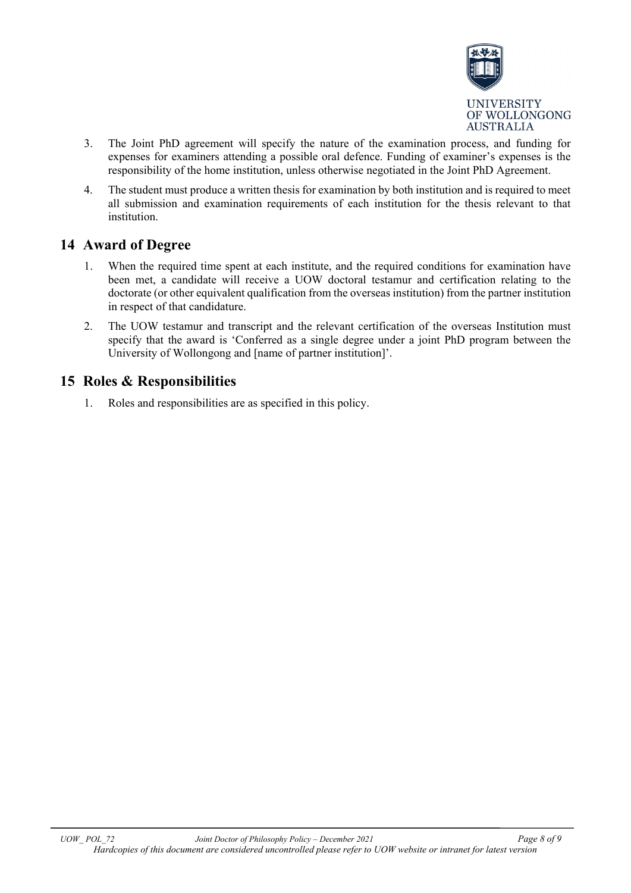3. The Joint PhD agreement will specify the nature of the examination process, and funding for expenses for examiners attending a possible oral defence. Funding of examiner's expenses is the responsibility of the home institution, unless otherwise negotiated in the Joint PhD Agreement.

4. The student must produce a written thesis for examination by both institution and is required to meet all submission and examination requirements of each institution for the thesis relevant to that institution.

## 14 Award of Degree

1. When the required time spent at each institute, and the required conditions for examination have been met, a candidate will receive a UOW doctoral testamur and certification relating to the doctorate (or other equivalent qualification from the overseas institution) from the partner institution in respect of that candidature.

2. The UOW testamur and transcript and the relevant certification of the overseas Institution must specify that the award is 'Conferred as a single degree under a joint PhD program between the University of Wollongong and [name of partner institution]'.

## 15 Roles & Responsibilities

1. Roles and responsibilities are as specified in this policy.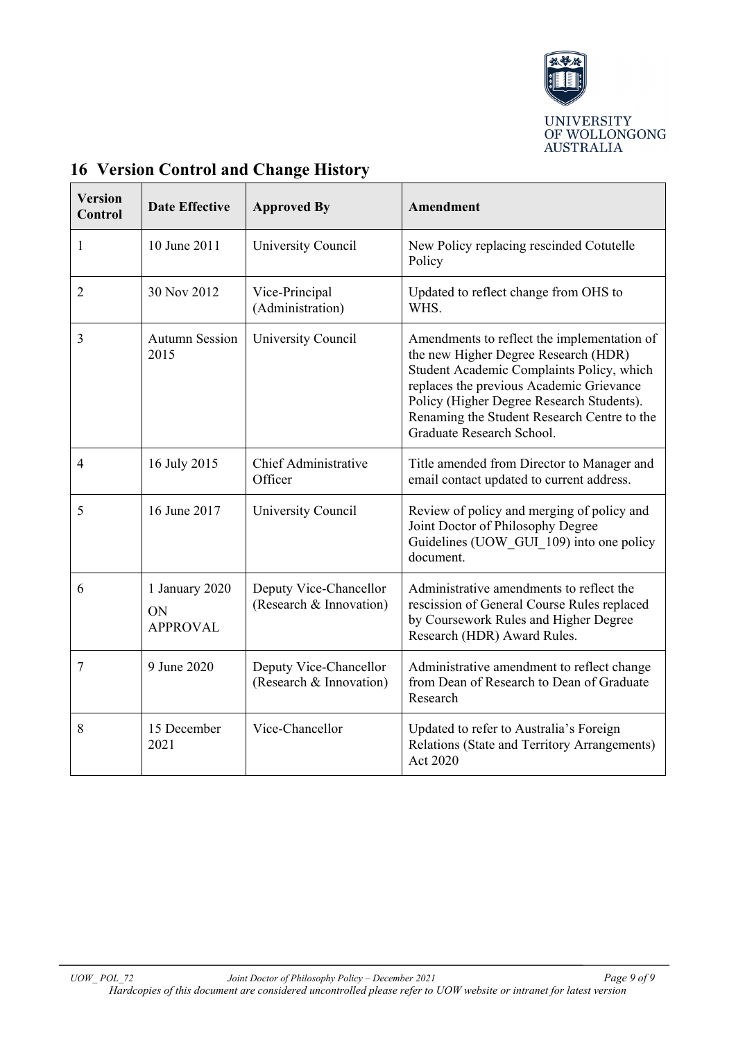## 16 Version Control and Change History

| Version Control | Date Effective | Approved By | Amendment |
|---|---|---|---|
| 1 | 10 June 2011 | University Council | New Policy replacing rescinded Cotutelle Policy |
| 2 | 30 Nov 2012 | Vice-Principal (Administration) | Updated to reflect change from OHS to WHS. |
| 3 | Autumn Session 2015 | University Council | Amendments to reflect the implementation of the new Higher Degree Research (HDR) Student Academic Complaints Policy, which replaces the previous Academic Grievance Policy (Higher Degree Research Students). Renaming the Student Research Centre to the Graduate Research School. |
| 4 | 16 July 2015 | Chief Administrative Officer | Title amended from Director to Manager and email contact updated to current address. |
| 5 | 16 June 2017 | University Council | Review of policy and merging of policy and Joint Doctor of Philosophy Degree Guidelines (UOW_GUI_109) into one policy document. |
| 6 | 1 January 2020 ON APPROVAL | Deputy Vice-Chancellor (Research & Innovation) | Administrative amendments to reflect the rescission of General Course Rules replaced by Coursework Rules and Higher Degree Research (HDR) Award Rules. |
| 7 | 9 June 2020 | Deputy Vice-Chancellor (Research & Innovation) | Administrative amendment to reflect change from Dean of Research to Dean of Graduate Research |
| 8 | 15 December 2021 | Vice-Chancellor | Updated to refer to Australia's Foreign Relations (State and Territory Arrangements) Act 2020 |